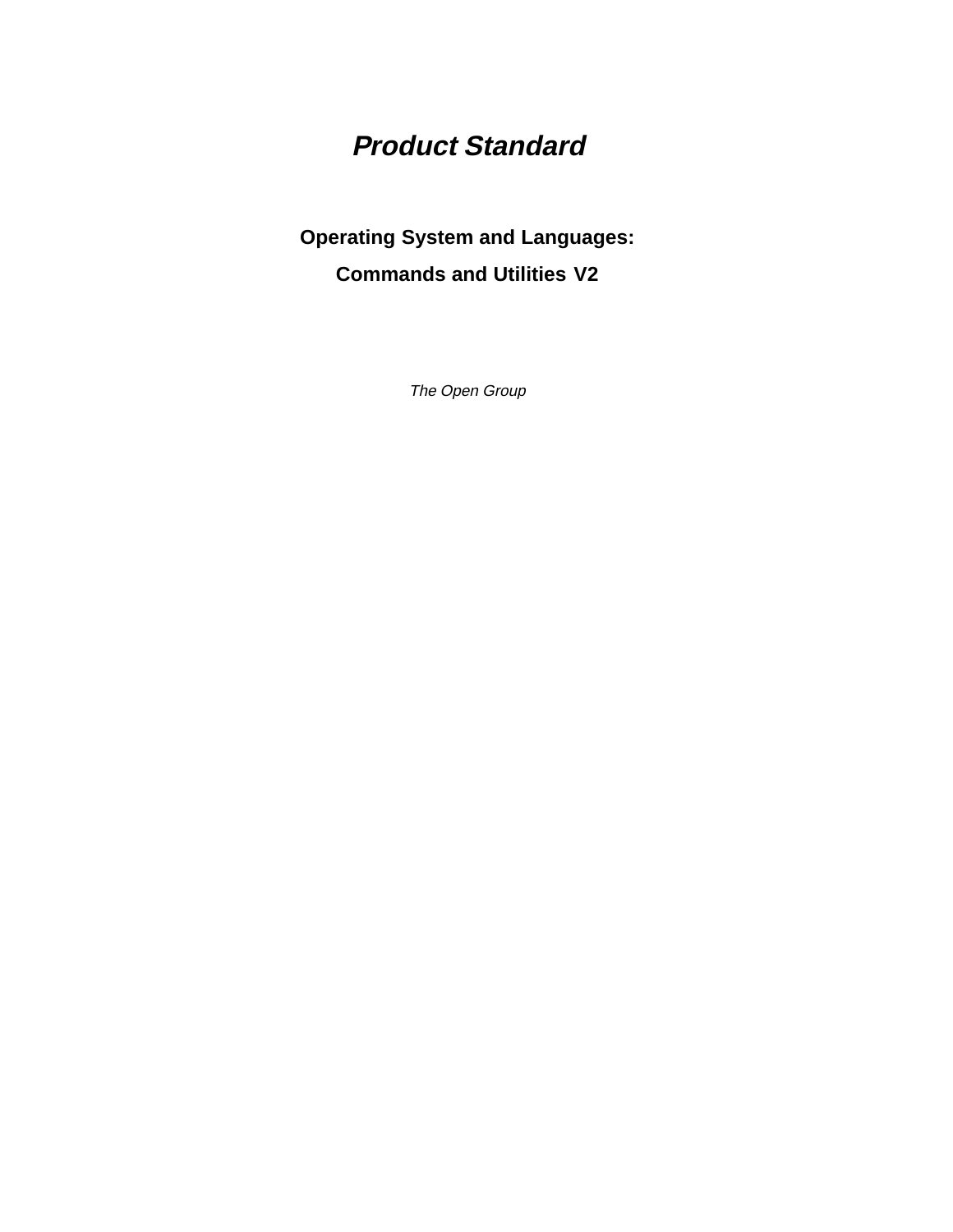# *Product Standard*

## Operating System and Languages:

## Commands and Utilities V2

*The Open Group*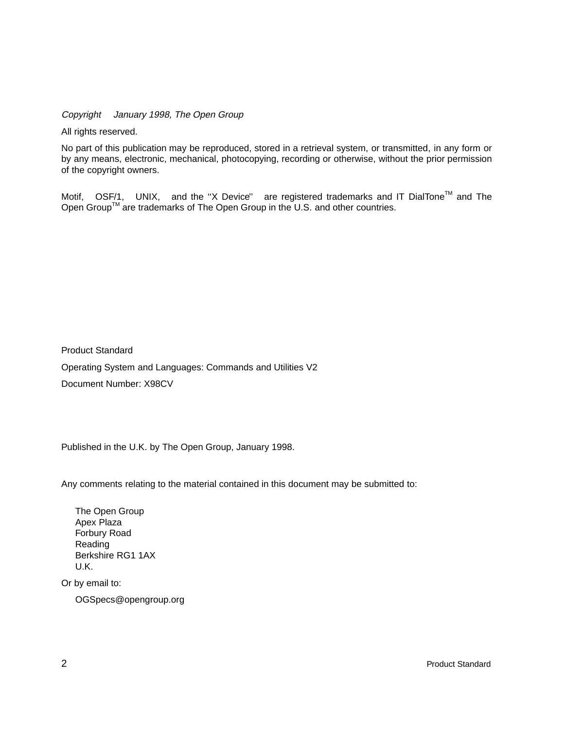*Copyright January 1998, The Open Group*

All rights reserved.

No part of this publication may be reproduced, stored in a retrieval system, or transmitted, in any form or by any means, electronic, mechanical, photocopying, recording or otherwise, without the prior permission of the copyright owners.

Motif, OSF/1, UNIX, and the ''X Device'' are registered trademarks and IT DialTone™ and The Open Group™ are trademarks of The Open Group in the U.S. and other countries.

Product Standard

Operating System and Languages: Commands and Utilities V2

Document Number: X98CV

Published in the U.K. by The Open Group, January 1998.

Any comments relating to the material contained in this document may be submitted to:

The Open Group
Apex Plaza
Forbury Road
Reading
Berkshire RG1 1AX
U.K.

Or by email to:

OGSpecs@opengroup.org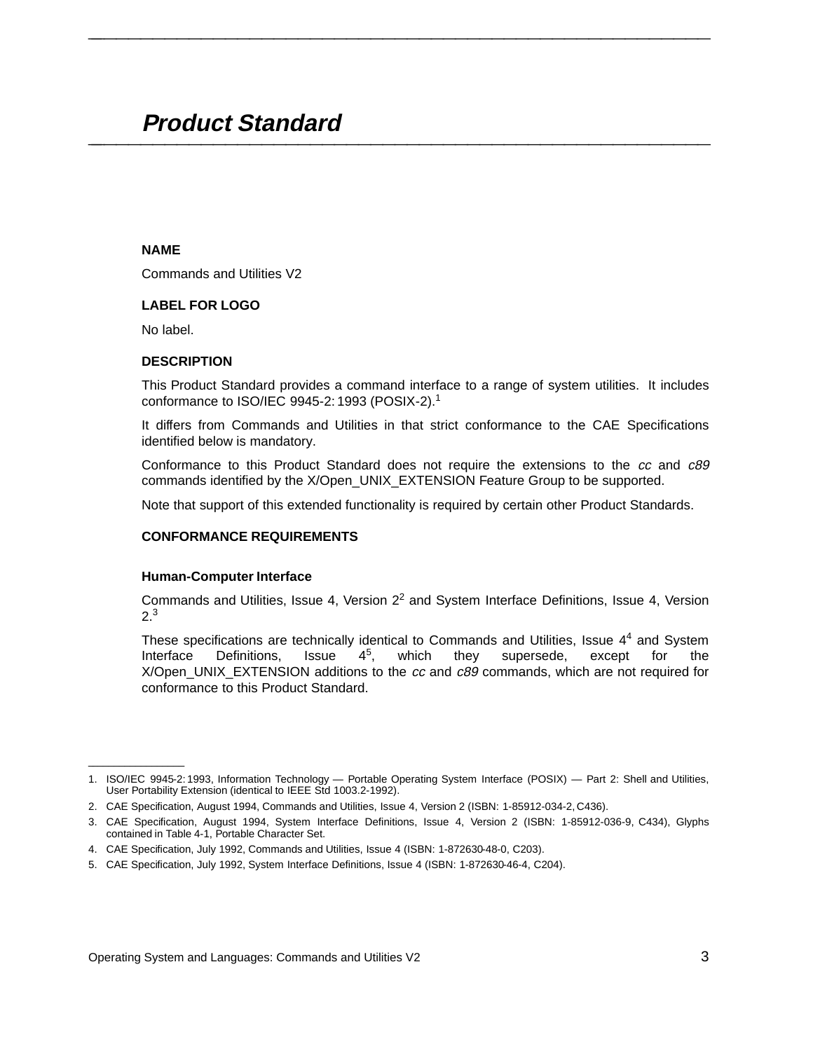# Product Standard

### NAME

Commands and Utilities V2

### LABEL FOR LOGO

No label.

### DESCRIPTION

This Product Standard provides a command interface to a range of system utilities. It includes conformance to ISO/IEC 9945-2:1993 (POSIX-2).[1]

It differs from Commands and Utilities in that strict conformance to the CAE Specifications identified below is mandatory.

Conformance to this Product Standard does not require the extensions to the *cc* and *c89* commands identified by the X/Open_UNIX_EXTENSION Feature Group to be supported.

Note that support of this extended functionality is required by certain other Product Standards.

### CONFORMANCE REQUIREMENTS

#### Human-Computer Interface

Commands and Utilities, Issue 4, Version 2[2] and System Interface Definitions, Issue 4, Version 2.[3]

These specifications are technically identical to Commands and Utilities, Issue 4[4] and System Interface Definitions, Issue 4[5], which they supersede, except for the X/Open_UNIX_EXTENSION additions to the *cc* and *c89* commands, which are not required for conformance to this Product Standard.

---

1. ISO/IEC 9945-2:1993, Information Technology — Portable Operating System Interface (POSIX) — Part 2: Shell and Utilities, User Portability Extension (identical to IEEE Std 1003.2-1992).
2. CAE Specification, August 1994, Commands and Utilities, Issue 4, Version 2 (ISBN: 1-85912-034-2, C436).
3. CAE Specification, August 1994, System Interface Definitions, Issue 4, Version 2 (ISBN: 1-85912-036-9, C434), Glyphs contained in Table 4-1, Portable Character Set.
4. CAE Specification, July 1992, Commands and Utilities, Issue 4 (ISBN: 1-872630-48-0, C203).
5. CAE Specification, July 1992, System Interface Definitions, Issue 4 (ISBN: 1-872630-46-4, C204).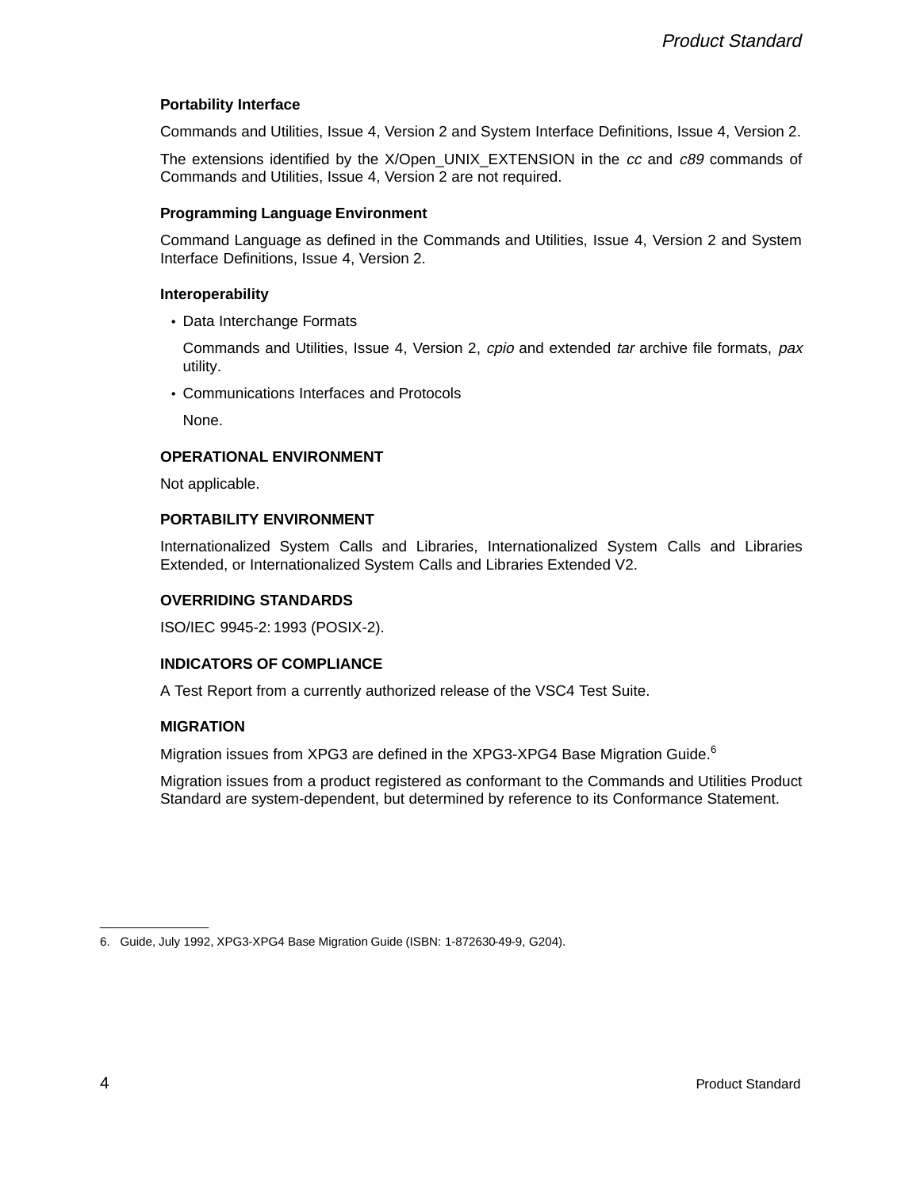**Portability Interface**

Commands and Utilities, Issue 4, Version 2 and System Interface Definitions, Issue 4, Version 2.

The extensions identified by the X/Open_UNIX_EXTENSION in the *cc* and *c89* commands of Commands and Utilities, Issue 4, Version 2 are not required.

**Programming Language Environment**

Command Language as defined in the Commands and Utilities, Issue 4, Version 2 and System Interface Definitions, Issue 4, Version 2.

**Interoperability**

- Data Interchange Formats

  Commands and Utilities, Issue 4, Version 2, *cpio* and extended *tar* archive file formats, *pax* utility.

- Communications Interfaces and Protocols

  None.

## OPERATIONAL ENVIRONMENT

Not applicable.

## PORTABILITY ENVIRONMENT

Internationalized System Calls and Libraries, Internationalized System Calls and Libraries Extended, or Internationalized System Calls and Libraries Extended V2.

## OVERRIDING STANDARDS

ISO/IEC 9945-2: 1993 (POSIX-2).

## INDICATORS OF COMPLIANCE

A Test Report from a currently authorized release of the VSC4 Test Suite.

## MIGRATION

Migration issues from XPG3 are defined in the XPG3-XPG4 Base Migration Guide.[6]

Migration issues from a product registered as conformant to the Commands and Utilities Product Standard are system-dependent, but determined by reference to its Conformance Statement.

---

6. Guide, July 1992, XPG3-XPG4 Base Migration Guide (ISBN: 1-872630-49-9, G204).